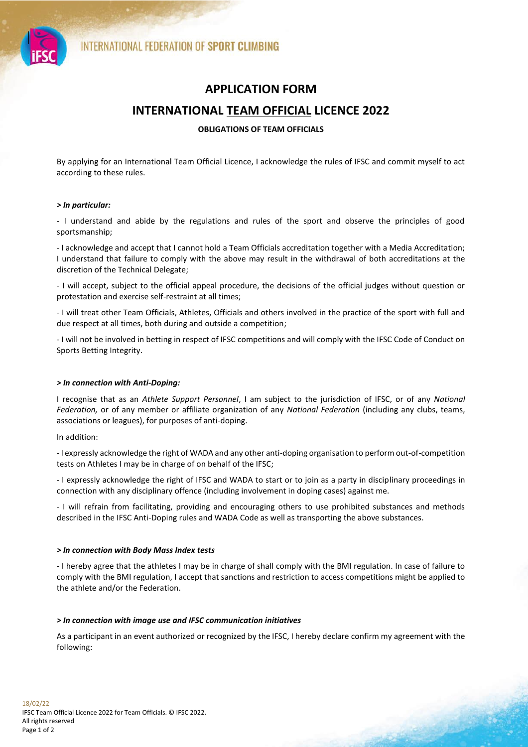# APPLICATION FORM

# INTERNATIONAL TEAM OFFICIAL LICENCE 2022

### OBLIGATIONS OF TEAM OFFICIALS

By applying for an International Team Official Licence, I acknowledge the rules of IFSC and commit myself to act according to these rules.

***> In particular:***

- I understand and abide by the regulations and rules of the sport and observe the principles of good sportsmanship;

- I acknowledge and accept that I cannot hold a Team Officials accreditation together with a Media Accreditation; I understand that failure to comply with the above may result in the withdrawal of both accreditations at the discretion of the Technical Delegate;

- I will accept, subject to the official appeal procedure, the decisions of the official judges without question or protestation and exercise self-restraint at all times;

- I will treat other Team Officials, Athletes, Officials and others involved in the practice of the sport with full and due respect at all times, both during and outside a competition;

- I will not be involved in betting in respect of IFSC competitions and will comply with the IFSC Code of Conduct on Sports Betting Integrity.

***> In connection with Anti-Doping:***

I recognise that as an *Athlete Support Personnel*, I am subject to the jurisdiction of IFSC, or of any *National Federation,* or of any member or affiliate organization of any *National Federation* (including any clubs, teams, associations or leagues), for purposes of anti-doping.

In addition:

- I expressly acknowledge the right of WADA and any other anti-doping organisation to perform out-of-competition tests on Athletes I may be in charge of on behalf of the IFSC;

- I expressly acknowledge the right of IFSC and WADA to start or to join as a party in disciplinary proceedings in connection with any disciplinary offence (including involvement in doping cases) against me.

- I will refrain from facilitating, providing and encouraging others to use prohibited substances and methods described in the IFSC Anti-Doping rules and WADA Code as well as transporting the above substances.

***> In connection with Body Mass Index tests***

- I hereby agree that the athletes I may be in charge of shall comply with the BMI regulation. In case of failure to comply with the BMI regulation, I accept that sanctions and restriction to access competitions might be applied to the athlete and/or the Federation.

***> In connection with image use and IFSC communication initiatives***

As a participant in an event authorized or recognized by the IFSC, I hereby declare confirm my agreement with the following: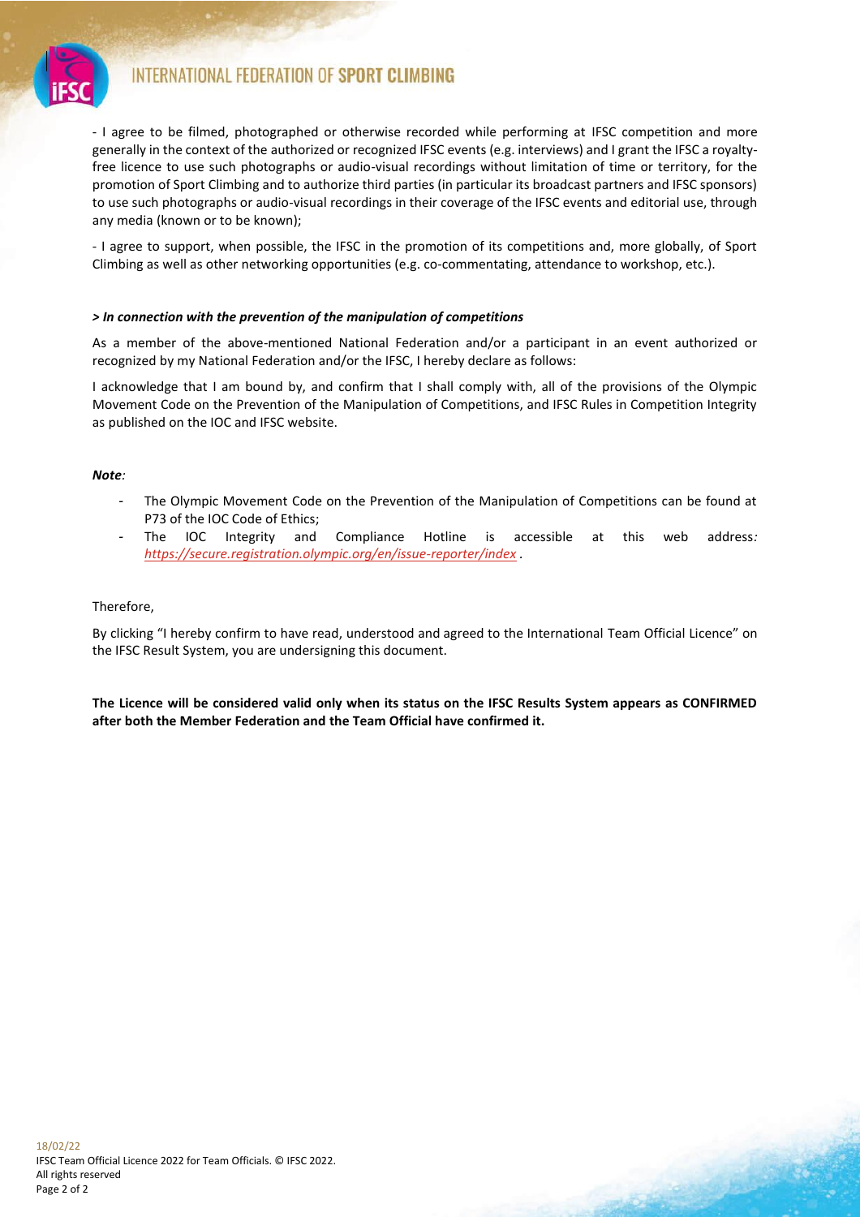- I agree to be filmed, photographed or otherwise recorded while performing at IFSC competition and more generally in the context of the authorized or recognized IFSC events (e.g. interviews) and I grant the IFSC a royalty-free licence to use such photographs or audio-visual recordings without limitation of time or territory, for the promotion of Sport Climbing and to authorize third parties (in particular its broadcast partners and IFSC sponsors) to use such photographs or audio-visual recordings in their coverage of the IFSC events and editorial use, through any media (known or to be known);

- I agree to support, when possible, the IFSC in the promotion of its competitions and, more globally, of Sport Climbing as well as other networking opportunities (e.g. co-commentating, attendance to workshop, etc.).

***> In connection with the prevention of the manipulation of competitions***

As a member of the above-mentioned National Federation and/or a participant in an event authorized or recognized by my National Federation and/or the IFSC, I hereby declare as follows:

I acknowledge that I am bound by, and confirm that I shall comply with, all of the provisions of the Olympic Movement Code on the Prevention of the Manipulation of Competitions, and IFSC Rules in Competition Integrity as published on the IOC and IFSC website.

***Note:***

- The Olympic Movement Code on the Prevention of the Manipulation of Competitions can be found at P73 of the IOC Code of Ethics;
- The IOC Integrity and Compliance Hotline is accessible at this web address: *https://secure.registration.olympic.org/en/issue-reporter/index* .

Therefore,

By clicking "I hereby confirm to have read, understood and agreed to the International Team Official Licence" on the IFSC Result System, you are undersigning this document.

**The Licence will be considered valid only when its status on the IFSC Results System appears as CONFIRMED after both the Member Federation and the Team Official have confirmed it.**